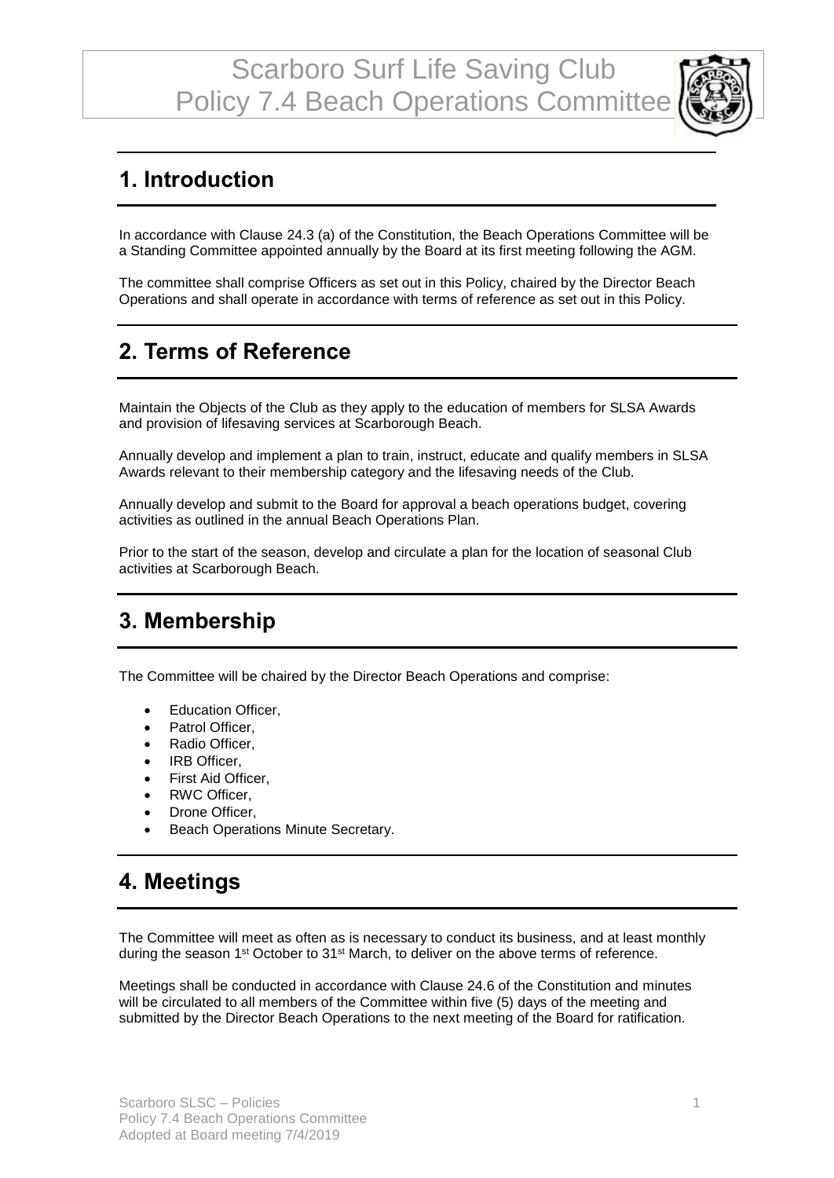# Scarboro Surf Life Saving Club
# Policy 7.4 Beach Operations Committee

## 1. Introduction

In accordance with Clause 24.3 (a) of the Constitution, the Beach Operations Committee will be a Standing Committee appointed annually by the Board at its first meeting following the AGM.

The committee shall comprise Officers as set out in this Policy, chaired by the Director Beach Operations and shall operate in accordance with terms of reference as set out in this Policy.

## 2. Terms of Reference

Maintain the Objects of the Club as they apply to the education of members for SLSA Awards and provision of lifesaving services at Scarborough Beach.

Annually develop and implement a plan to train, instruct, educate and qualify members in SLSA Awards relevant to their membership category and the lifesaving needs of the Club.

Annually develop and submit to the Board for approval a beach operations budget, covering activities as outlined in the annual Beach Operations Plan.

Prior to the start of the season, develop and circulate a plan for the location of seasonal Club activities at Scarborough Beach.

## 3. Membership

The Committee will be chaired by the Director Beach Operations and comprise:

- Education Officer,
- Patrol Officer,
- Radio Officer,
- IRB Officer,
- First Aid Officer,
- RWC Officer,
- Drone Officer,
- Beach Operations Minute Secretary.

## 4. Meetings

The Committee will meet as often as is necessary to conduct its business, and at least monthly during the season 1st October to 31st March, to deliver on the above terms of reference.

Meetings shall be conducted in accordance with Clause 24.6 of the Constitution and minutes will be circulated to all members of the Committee within five (5) days of the meeting and submitted by the Director Beach Operations to the next meeting of the Board for ratification.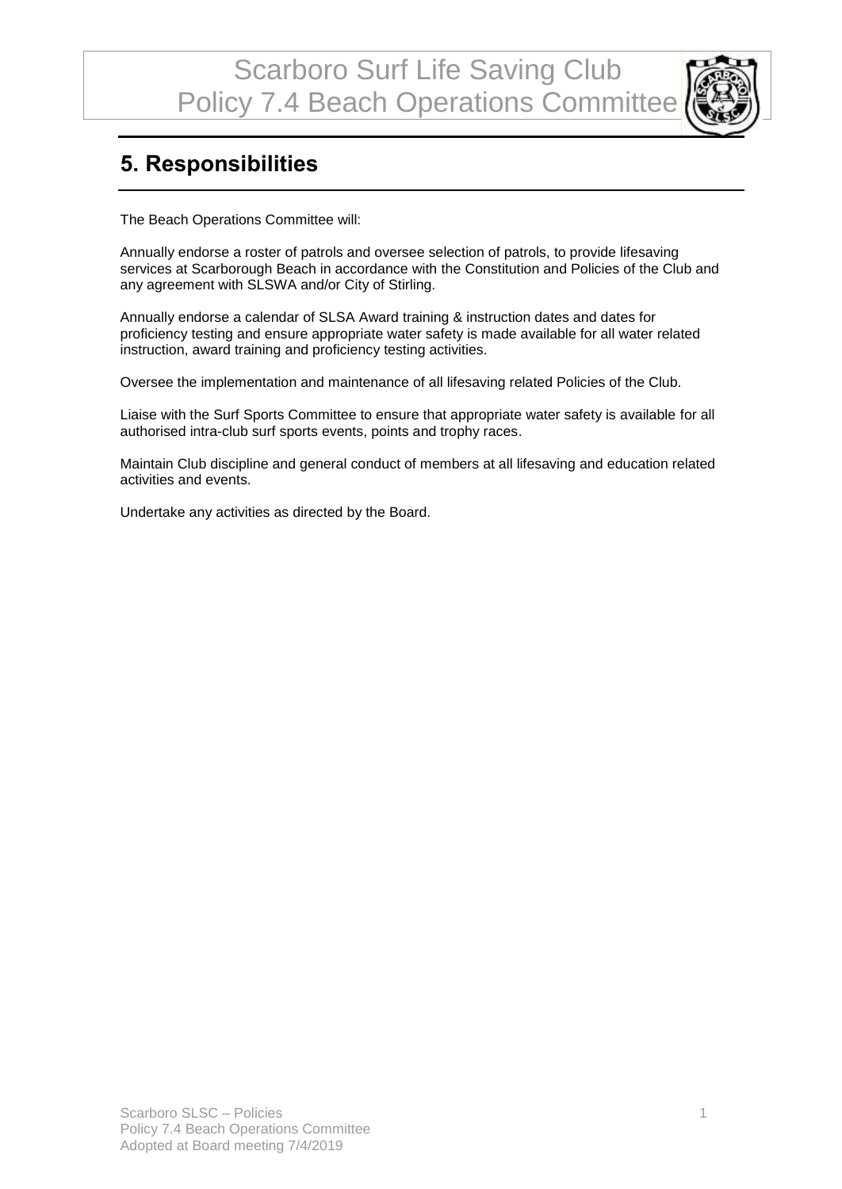## 5. Responsibilities

The Beach Operations Committee will:

Annually endorse a roster of patrols and oversee selection of patrols, to provide lifesaving services at Scarborough Beach in accordance with the Constitution and Policies of the Club and any agreement with SLSWA and/or City of Stirling.

Annually endorse a calendar of SLSA Award training & instruction dates and dates for proficiency testing and ensure appropriate water safety is made available for all water related instruction, award training and proficiency testing activities.

Oversee the implementation and maintenance of all lifesaving related Policies of the Club.

Liaise with the Surf Sports Committee to ensure that appropriate water safety is available for all authorised intra-club surf sports events, points and trophy races.

Maintain Club discipline and general conduct of members at all lifesaving and education related activities and events.

Undertake any activities as directed by the Board.